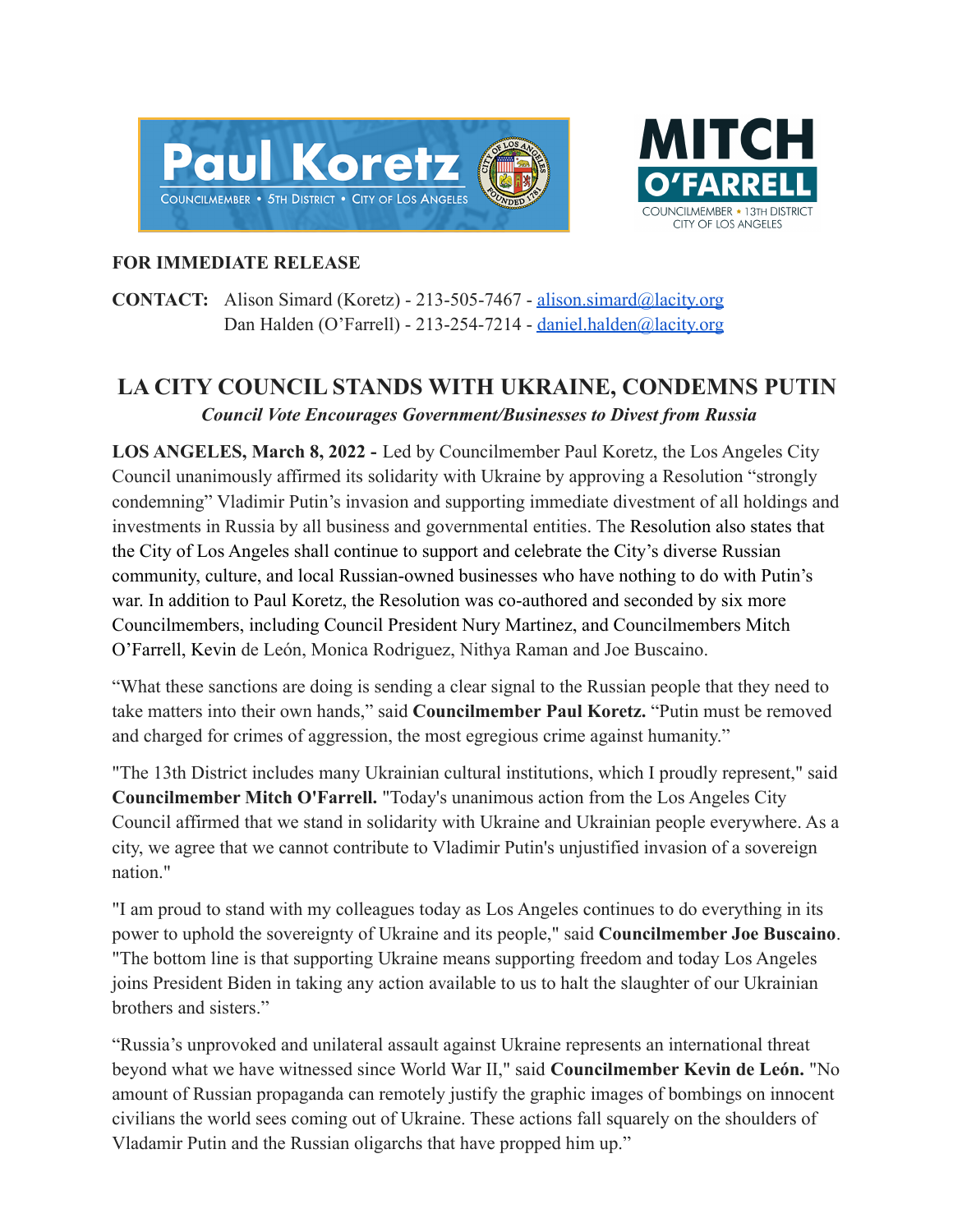Paul Koretz
COUNCILMEMBER • 5TH DISTRICT • CITY OF LOS ANGELES

MITCH O'FARRELL
COUNCILMEMBER • 13TH DISTRICT
CITY OF LOS ANGELES

**FOR IMMEDIATE RELEASE**

**CONTACT:** Alison Simard (Koretz) - 213-505-7467 - alison.simard@lacity.org
Dan Halden (O'Farrell) - 213-254-7214 - daniel.halden@lacity.org

# LA CITY COUNCIL STANDS WITH UKRAINE, CONDEMNS PUTIN

***Council Vote Encourages Government/Businesses to Divest from Russia***

**LOS ANGELES, March 8, 2022 -** Led by Councilmember Paul Koretz, the Los Angeles City Council unanimously affirmed its solidarity with Ukraine by approving a Resolution "strongly condemning" Vladimir Putin's invasion and supporting immediate divestment of all holdings and investments in Russia by all business and governmental entities. The Resolution also states that the City of Los Angeles shall continue to support and celebrate the City's diverse Russian community, culture, and local Russian-owned businesses who have nothing to do with Putin's war. In addition to Paul Koretz, the Resolution was co-authored and seconded by six more Councilmembers, including Council President Nury Martinez, and Councilmembers Mitch O'Farrell, Kevin de León, Monica Rodriguez, Nithya Raman and Joe Buscaino.

"What these sanctions are doing is sending a clear signal to the Russian people that they need to take matters into their own hands," said **Councilmember Paul Koretz.** "Putin must be removed and charged for crimes of aggression, the most egregious crime against humanity."

"The 13th District includes many Ukrainian cultural institutions, which I proudly represent," said **Councilmember Mitch O'Farrell.** "Today's unanimous action from the Los Angeles City Council affirmed that we stand in solidarity with Ukraine and Ukrainian people everywhere. As a city, we agree that we cannot contribute to Vladimir Putin's unjustified invasion of a sovereign nation."

"I am proud to stand with my colleagues today as Los Angeles continues to do everything in its power to uphold the sovereignty of Ukraine and its people," said **Councilmember Joe Buscaino**. "The bottom line is that supporting Ukraine means supporting freedom and today Los Angeles joins President Biden in taking any action available to us to halt the slaughter of our Ukrainian brothers and sisters."

"Russia's unprovoked and unilateral assault against Ukraine represents an international threat beyond what we have witnessed since World War II," said **Councilmember Kevin de León.** "No amount of Russian propaganda can remotely justify the graphic images of bombings on innocent civilians the world sees coming out of Ukraine. These actions fall squarely on the shoulders of Vladamir Putin and the Russian oligarchs that have propped him up."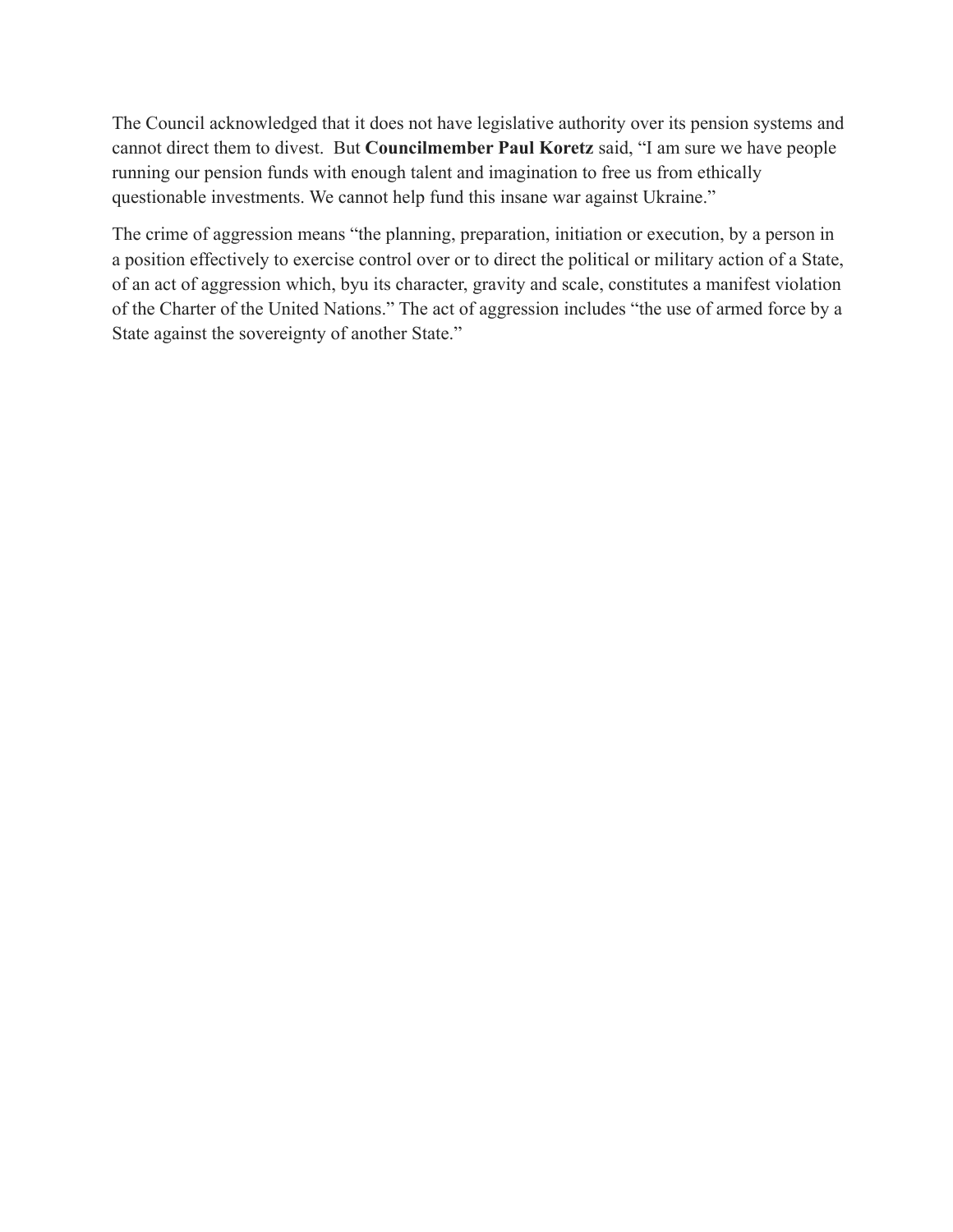The Council acknowledged that it does not have legislative authority over its pension systems and cannot direct them to divest. But **Councilmember Paul Koretz** said, "I am sure we have people running our pension funds with enough talent and imagination to free us from ethically questionable investments. We cannot help fund this insane war against Ukraine."

The crime of aggression means "the planning, preparation, initiation or execution, by a person in a position effectively to exercise control over or to direct the political or military action of a State, of an act of aggression which, byu its character, gravity and scale, constitutes a manifest violation of the Charter of the United Nations." The act of aggression includes "the use of armed force by a State against the sovereignty of another State."